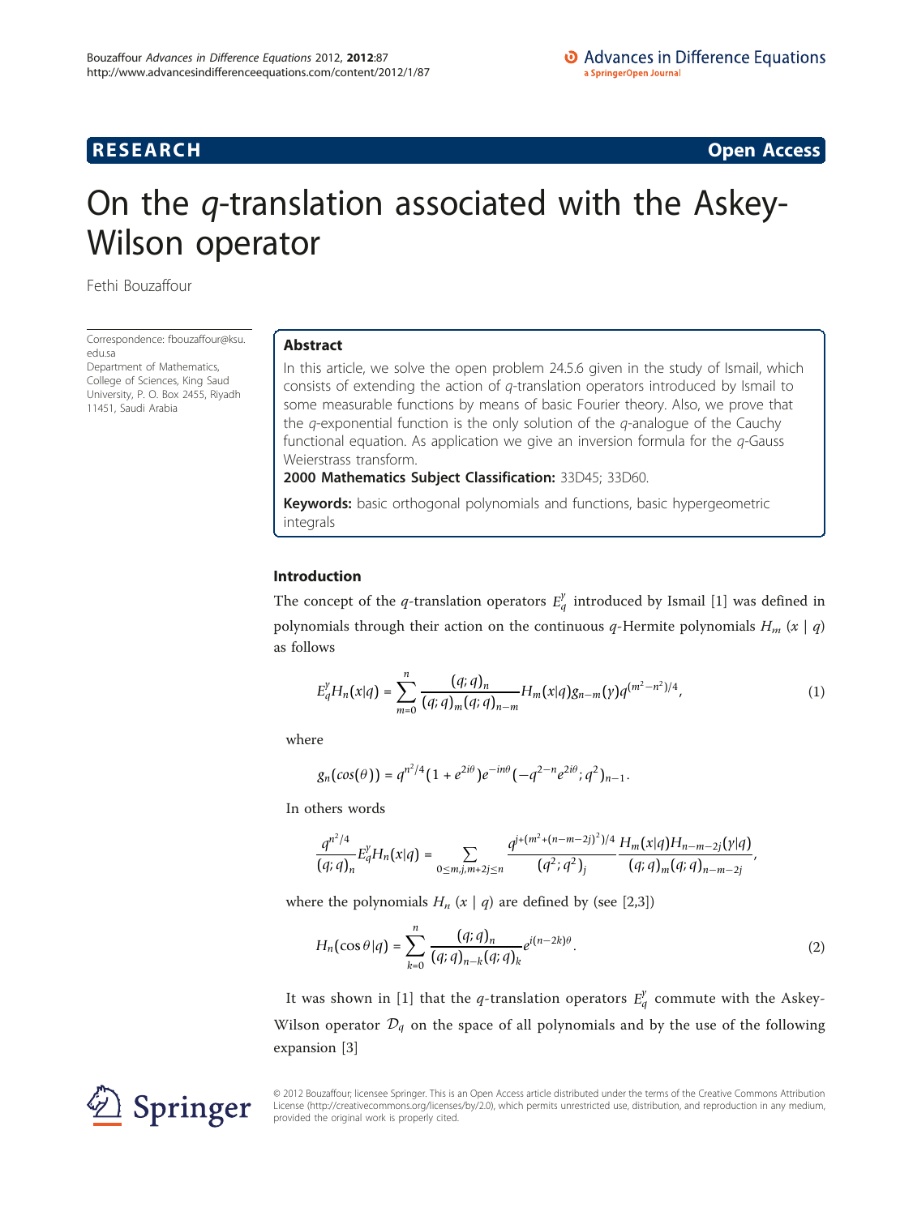RESEARCH **Open Access**

# On the $q$-translation associated with the Askey-Wilson operator

Fethi Bouzaffour

Correspondence: fbouzaffour@ksu.edu.sa
Department of Mathematics, College of Sciences, King Saud University, P. O. Box 2455, Riyadh 11451, Saudi Arabia

## Abstract

In this article, we solve the open problem 24.5.6 given in the study of Ismail, which consists of extending the action of $q$-translation operators introduced by Ismail to some measurable functions by means of basic Fourier theory. Also, we prove that the $q$-exponential function is the only solution of the $q$-analogue of the Cauchy functional equation. As application we give an inversion formula for the $q$-Gauss Weierstrass transform.

**2000 Mathematics Subject Classification:** 33D45; 33D60.

**Keywords:** basic orthogonal polynomials and functions, basic hypergeometric integrals

## Introduction

The concept of the $q$-translation operators $E_q^y$ introduced by Ismail [1] was defined in polynomials through their action on the continuous $q$-Hermite polynomials $H_m(x \mid q)$ as follows

$$E_q^y H_n(x|q) = \sum_{m=0}^{n} \frac{(q;q)_n}{(q;q)_m (q;q)_{n-m}} H_m(x|q) g_{n-m}(y) q^{(m^2-n^2)/4}, \tag{1}$$

where

$$g_n(\cos(\theta)) = q^{n^2/4}(1+e^{2i\theta})e^{-in\theta}(-q^{2-n}e^{2i\theta};q^2)_{n-1}.$$

In others words

$$\frac{q^{n^2/4}}{(q;q)_n} E_q^y H_n(x|q) = \sum_{0 \le m,j,m+2j \le n} \frac{q^{j+(m^2+(n-m-2j)^2)/4}}{(q^2;q^2)_j} \frac{H_m(x|q) H_{n-m-2j}(y|q)}{(q;q)_m (q;q)_{n-m-2j}},$$

where the polynomials $H_n(x \mid q)$ are defined by (see [2,3])

$$H_n(\cos\theta|q) = \sum_{k=0}^{n} \frac{(q;q)_n}{(q;q)_{n-k}(q;q)_k} e^{i(n-2k)\theta}. \tag{2}$$

It was shown in [1] that the $q$-translation operators $E_q^y$ commute with the Askey-Wilson operator $\mathcal{D}_q$ on the space of all polynomials and by the use of the following expansion [3]

© 2012 Bouzaffour; licensee Springer. This is an Open Access article distributed under the terms of the Creative Commons Attribution License (http://creativecommons.org/licenses/by/2.0), which permits unrestricted use, distribution, and reproduction in any medium, provided the original work is properly cited.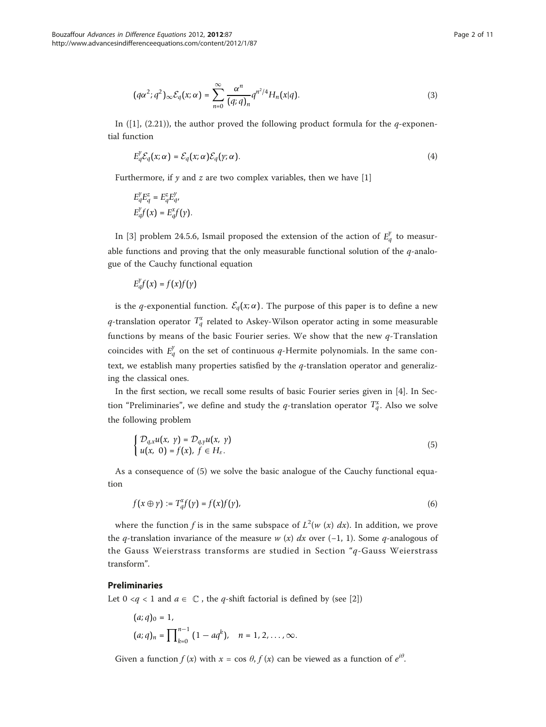$$(q\alpha^2; q^2)_\infty \mathcal{E}_q(x; \alpha) = \sum_{n=0}^{\infty} \frac{\alpha^n}{(q;q)_n} q^{n^2/4} H_n(x|q). \tag{3}$$

In ([1], (2.21)), the author proved the following product formula for the $q$-exponential function

$$E_q^y \mathcal{E}_q(x; \alpha) = \mathcal{E}_q(x; \alpha)\mathcal{E}_q(y; \alpha). \tag{4}$$

Furthermore, if $y$ and $z$ are two complex variables, then we have [1]

$$E_q^y E_q^z = E_q^z E_q^y,$$
$$E_q^y f(x) = E_q^x f(y).$$

In [3] problem 24.5.6, Ismail proposed the extension of the action of $E_q^y$ to measurable functions and proving that the only measurable functional solution of the $q$-analogue of the Cauchy functional equation

$$E_q^y f(x) = f(x) f(y)$$

is the $q$-exponential function. $\mathcal{E}_q(x; \alpha)$. The purpose of this paper is to define a new $q$-translation operator $T_q^x$ related to Askey-Wilson operator acting in some measurable functions by means of the basic Fourier series. We show that the new $q$-Translation coincides with $E_q^y$ on the set of continuous $q$-Hermite polynomials. In the same context, we establish many properties satisfied by the $q$-translation operator and generalizing the classical ones.

In the first section, we recall some results of basic Fourier series given in [4]. In Section "Preliminaries", we define and study the $q$-translation operator $T_q^x$. Also we solve the following problem

$$\begin{cases} \mathcal{D}_{q,x} u(x,\ y) = \mathcal{D}_{q,y} u(x,\ y) \\ u(x,\ 0) = f(x),\ f \in H_\varepsilon. \end{cases} \tag{5}$$

As a consequence of (5) we solve the basic analogue of the Cauchy functional equation

$$f(x \oplus y) := T_q^x f(y) = f(x) f(y), \tag{6}$$

where the function $f$ is in the same subspace of $L^2(w\ (x)\ dx)$. In addition, we prove the $q$-translation invariance of the measure $w\ (x)\ dx$ over $(-1, 1)$. Some $q$-analogous of the Gauss Weierstrass transforms are studied in Section "$q$-Gauss Weierstrass transform".

## Preliminaries

Let $0 < q < 1$ and $a \in \mathbb{C}$, the $q$-shift factorial is defined by (see [2])

$$(a; q)_0 = 1,$$
$$(a; q)_n = \prod_{k=0}^{n-1} (1 - aq^k), \quad n = 1, 2, \ldots, \infty.$$

Given a function $f(x)$ with $x = \cos\theta$, $f(x)$ can be viewed as a function of $e^{i\theta}$.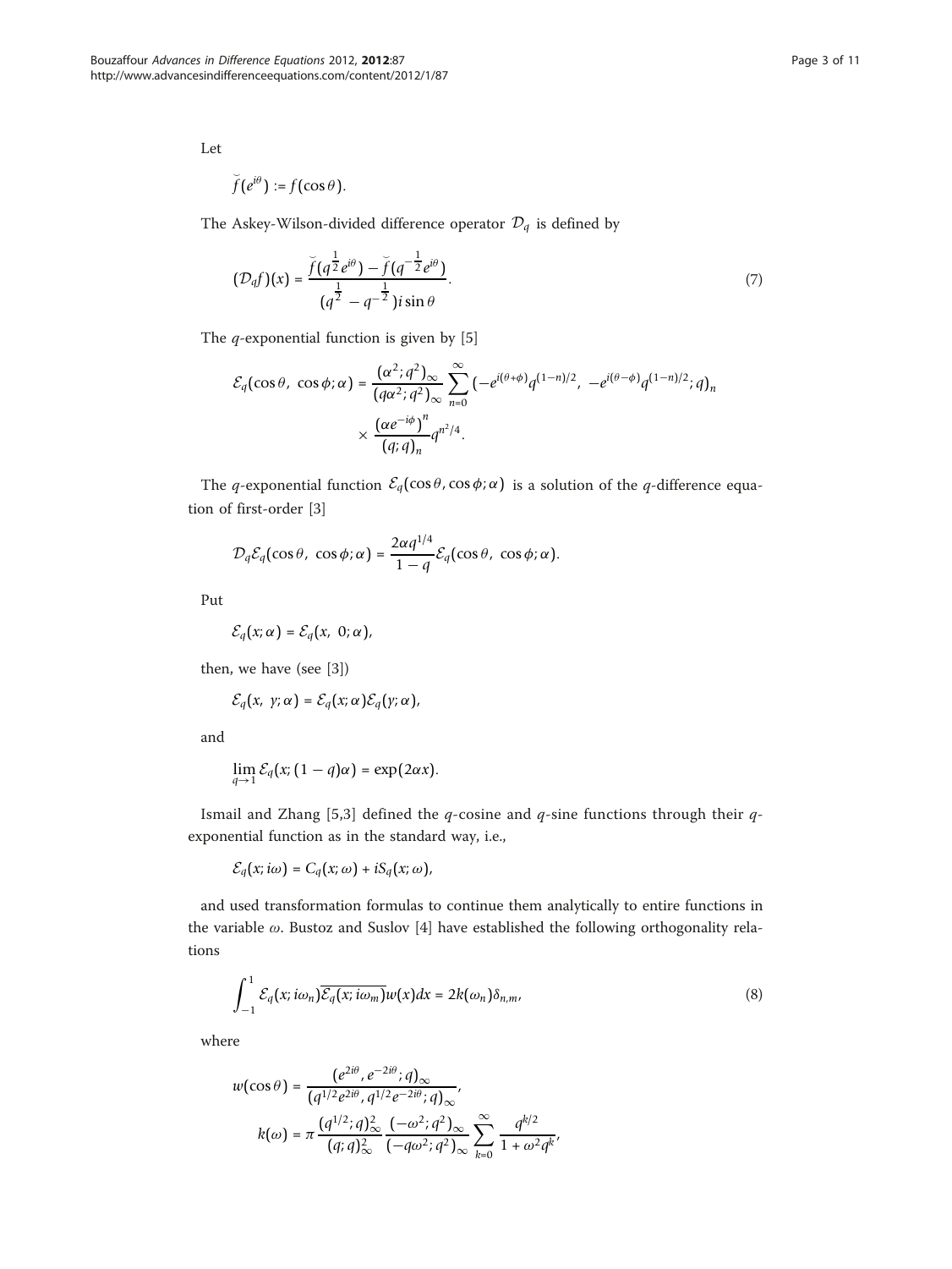Let

$$\breve{f}(e^{i\theta}) := f(\cos\theta).$$

The Askey-Wilson-divided difference operator $\mathcal{D}_q$ is defined by

$$(\mathcal{D}_q f)(x) = \frac{\breve{f}(q^{\frac{1}{2}}e^{i\theta}) - \breve{f}(q^{-\frac{1}{2}}e^{i\theta})}{(q^{\frac{1}{2}} - q^{-\frac{1}{2}})i\sin\theta}. \tag{7}$$

The $q$-exponential function is given by [5]

$$\mathcal{E}_q(\cos\theta,\ \cos\phi;\alpha) = \frac{(\alpha^2;q^2)_\infty}{(q\alpha^2;q^2)_\infty}\sum_{n=0}^{\infty}(-e^{i(\theta+\phi)}q^{(1-n)/2},\ -e^{i(\theta-\phi)}q^{(1-n)/2};q)_n \times \frac{(\alpha e^{-i\phi})^n}{(q;q)_n}q^{n^2/4}.$$

The $q$-exponential function $\mathcal{E}_q(\cos\theta, \cos\phi;\alpha)$ is a solution of the $q$-difference equation of first-order [3]

$$\mathcal{D}_q\mathcal{E}_q(\cos\theta,\ \cos\phi;\alpha) = \frac{2\alpha q^{1/4}}{1-q}\mathcal{E}_q(\cos\theta,\ \cos\phi;\alpha).$$

Put

$$\mathcal{E}_q(x;\alpha) = \mathcal{E}_q(x,\ 0;\alpha),$$

then, we have (see [3])

$$\mathcal{E}_q(x,\ y;\alpha) = \mathcal{E}_q(x;\alpha)\mathcal{E}_q(y;\alpha),$$

and

$$\lim_{q\to 1}\mathcal{E}_q(x;(1-q)\alpha) = \exp(2\alpha x).$$

Ismail and Zhang [5,3] defined the $q$-cosine and $q$-sine functions through their $q$-exponential function as in the standard way, i.e.,

$$\mathcal{E}_q(x;i\omega) = C_q(x;\omega) + iS_q(x;\omega),$$

and used transformation formulas to continue them analytically to entire functions in the variable $\omega$. Bustoz and Suslov [4] have established the following orthogonality relations

$$\int_{-1}^{1}\mathcal{E}_q(x;i\omega_n)\overline{\mathcal{E}_q(x;i\omega_m)}w(x)dx = 2k(\omega_n)\delta_{n,m}, \tag{8}$$

where

$$w(\cos\theta) = \frac{(e^{2i\theta}, e^{-2i\theta};q)_\infty}{(q^{1/2}e^{2i\theta}, q^{1/2}e^{-2i\theta};q)_\infty},$$

$$k(\omega) = \pi\frac{(q^{1/2};q)_\infty^2}{(q;q)_\infty^2}\frac{(-\omega^2;q^2)_\infty}{(-q\omega^2;q^2)_\infty}\sum_{k=0}^{\infty}\frac{q^{k/2}}{1+\omega^2q^k},$$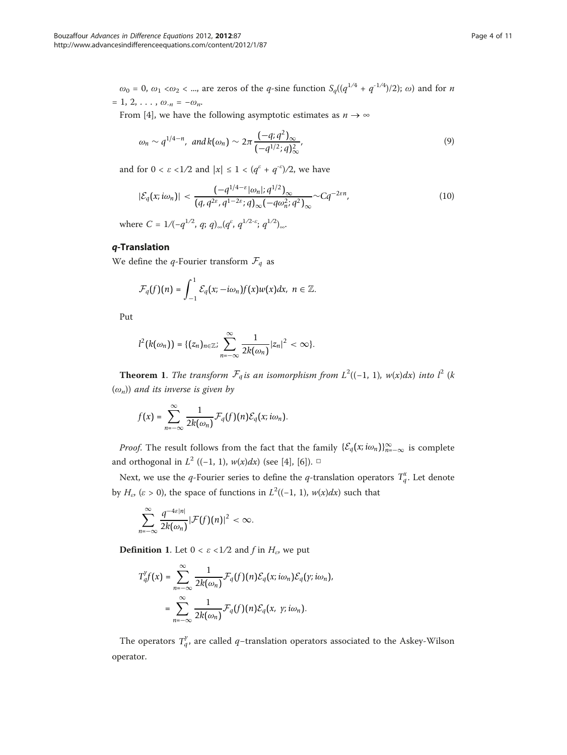$\omega_0 = 0$, $\omega_1 < \omega_2 < ...$, are zeros of the $q$-sine function $S_q((q^{1/4} + q^{-1/4})/2); \omega)$ and for $n = 1, 2, \ldots, \omega_{-n} = -\omega_n$.

From [4], we have the following asymptotic estimates as $n \to \infty$

$$\omega_n \sim q^{1/4-n}, \ \text{and}\, k(\omega_n) \sim 2\pi \frac{(-q;q^2)_\infty}{(-q^{1/2};q)_\infty^2}, \tag{9}$$

and for $0 < \varepsilon < 1/2$ and $|x| \leq 1 < (q^{\varepsilon} + q^{-\varepsilon})/2$, we have

$$|\mathcal{E}_q(x;i\omega_n)| < \frac{(-q^{1/4-\varepsilon}|\omega_n|;q^{1/2})_\infty}{(q,q^{2\varepsilon},q^{1-2\varepsilon};q)_\infty(-q\omega_n^2;q^2)_\infty} \sim Cq^{-2\varepsilon n}, \tag{10}$$

where $C = 1/(-q^{1/2}, q; q)_\infty(q^{\varepsilon}, q^{1/2-\varepsilon}; q^{1/2})_\infty$.

## *q*-Translation

We define the $q$-Fourier transform $\mathcal{F}_q$ as

$$\mathcal{F}_q(f)(n) = \int_{-1}^{1} \mathcal{E}_q(x; -i\omega_n) f(x) w(x) dx, \ n \in \mathbb{Z}.$$

Put

$$l^2(k(\omega_n)) = \{(z_n)_{n\in\mathbb{Z}}; \sum_{n=-\infty}^{\infty} \frac{1}{2k(\omega_n)} |z_n|^2 < \infty\}.$$

**Theorem 1**. *The transform $\mathcal{F}_q$ is an isomorphism from $L^2((-1, 1), w(x)dx)$ into $l^2(k(\omega_n))$ and its inverse is given by*

$$f(x) = \sum_{n=-\infty}^{\infty} \frac{1}{2k(\omega_n)} \mathcal{F}_q(f)(n) \mathcal{E}_q(x; i\omega_n).$$

*Proof*. The result follows from the fact that the family $\{\mathcal{E}_q(x;i\omega_n)\}_{n=-\infty}^{\infty}$ is complete and orthogonal in $L^2((-1, 1), w(x)dx)$ (see [4], [6]). □

Next, we use the $q$-Fourier series to define the $q$-translation operators $T_q^x$. Let denote by $H_\varepsilon$, ($\varepsilon > 0$), the space of functions in $L^2((-1, 1), w(x)dx)$ such that

$$\sum_{n=-\infty}^{\infty} \frac{q^{-4\varepsilon|n|}}{2k(\omega_n)} |\mathcal{F}(f)(n)|^2 < \infty.$$

**Definition 1**. Let $0 < \varepsilon < 1/2$ and $f$ in $H_\varepsilon$, we put

$$\begin{aligned} T_q^y f(x) &= \sum_{n=-\infty}^{\infty} \frac{1}{2k(\omega_n)} \mathcal{F}_q(f)(n) \mathcal{E}_q(x; i\omega_n) \mathcal{E}_q(y; i\omega_n), \\ &= \sum_{n=-\infty}^{\infty} \frac{1}{2k(\omega_n)} \mathcal{F}_q(f)(n) \mathcal{E}_q(x, \ y; i\omega_n). \end{aligned}$$

The operators $T_q^y$, are called $q$–translation operators associated to the Askey-Wilson operator.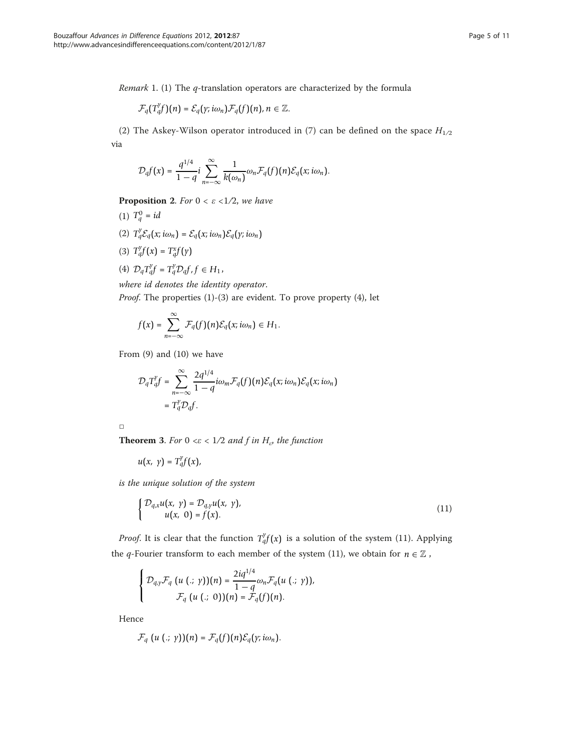*Remark* 1. (1) The $q$-translation operators are characterized by the formula

$$\mathcal{F}_q(T_q^y f)(n) = \mathcal{E}_q(y; i\omega_n)\mathcal{F}_q(f)(n), n \in \mathbb{Z}.$$

(2) The Askey-Wilson operator introduced in (7) can be defined on the space $H_{1/2}$ via

$$\mathcal{D}_q f(x) = \frac{q^{1/4}}{1-q} i \sum_{n=-\infty}^{\infty} \frac{1}{k(\omega_n)} \omega_n \mathcal{F}_q(f)(n)\mathcal{E}_q(x; i\omega_n).$$

**Proposition 2**. *For* $0 < \varepsilon < 1/2$, *we have*

(1) $T_q^0 = id$

(2) $T_q^y \mathcal{E}_q(x; i\omega_n) = \mathcal{E}_q(x; i\omega_n)\mathcal{E}_q(y; i\omega_n)$

(3) $T_q^y f(x) = T_q^x f(y)$

(4) $\mathcal{D}_q T_q^y f = T_q^y \mathcal{D}_q f, f \in H_1$,

*where id denotes the identity operator*.

*Proof*. The properties (1)-(3) are evident. To prove property (4), let

$$f(x) = \sum_{n=-\infty}^{\infty} \mathcal{F}_q(f)(n)\mathcal{E}_q(x; i\omega_n) \in H_1.$$

From (9) and (10) we have

$$\begin{aligned}\mathcal{D}_q T_q^y f &= \sum_{n=-\infty}^{\infty} \frac{2q^{1/4}}{1-q} i\omega_m \mathcal{F}_q(f)(n)\mathcal{E}_q(x; i\omega_n)\mathcal{E}_q(x; i\omega_n) \\ &= T_q^y \mathcal{D}_q f.\end{aligned}$$

□

**Theorem 3**. *For* $0 < \varepsilon < 1/2$ *and* $f$ *in* $H_\varepsilon$, *the function*

$$u(x, y) = T_q^y f(x),$$

*is the unique solution of the system*

$$\begin{cases} \mathcal{D}_{q,x} u(x, y) = \mathcal{D}_{q,y} u(x, y), \\ \quad u(x, 0) = f(x). \end{cases} \tag{11}$$

*Proof*. It is clear that the function $T_q^y f(x)$ is a solution of the system (11). Applying the $q$-Fourier transform to each member of the system (11), we obtain for $n \in \mathbb{Z}$,

$$\begin{cases} \mathcal{D}_{q,y} \mathcal{F}_q\left(u\left(.; y\right)\right)(n) = \dfrac{2iq^{1/4}}{1-q} \omega_n \mathcal{F}_q(u\left(.; y\right)), \\ \quad \mathcal{F}_q\left(u\left(.; 0\right)\right)(n) = \mathcal{F}_q(f)(n). \end{cases}$$

Hence

$$\mathcal{F}_q\left(u\left(.; y\right)\right)(n) = \mathcal{F}_q(f)(n)\mathcal{E}_q(y; i\omega_n).$$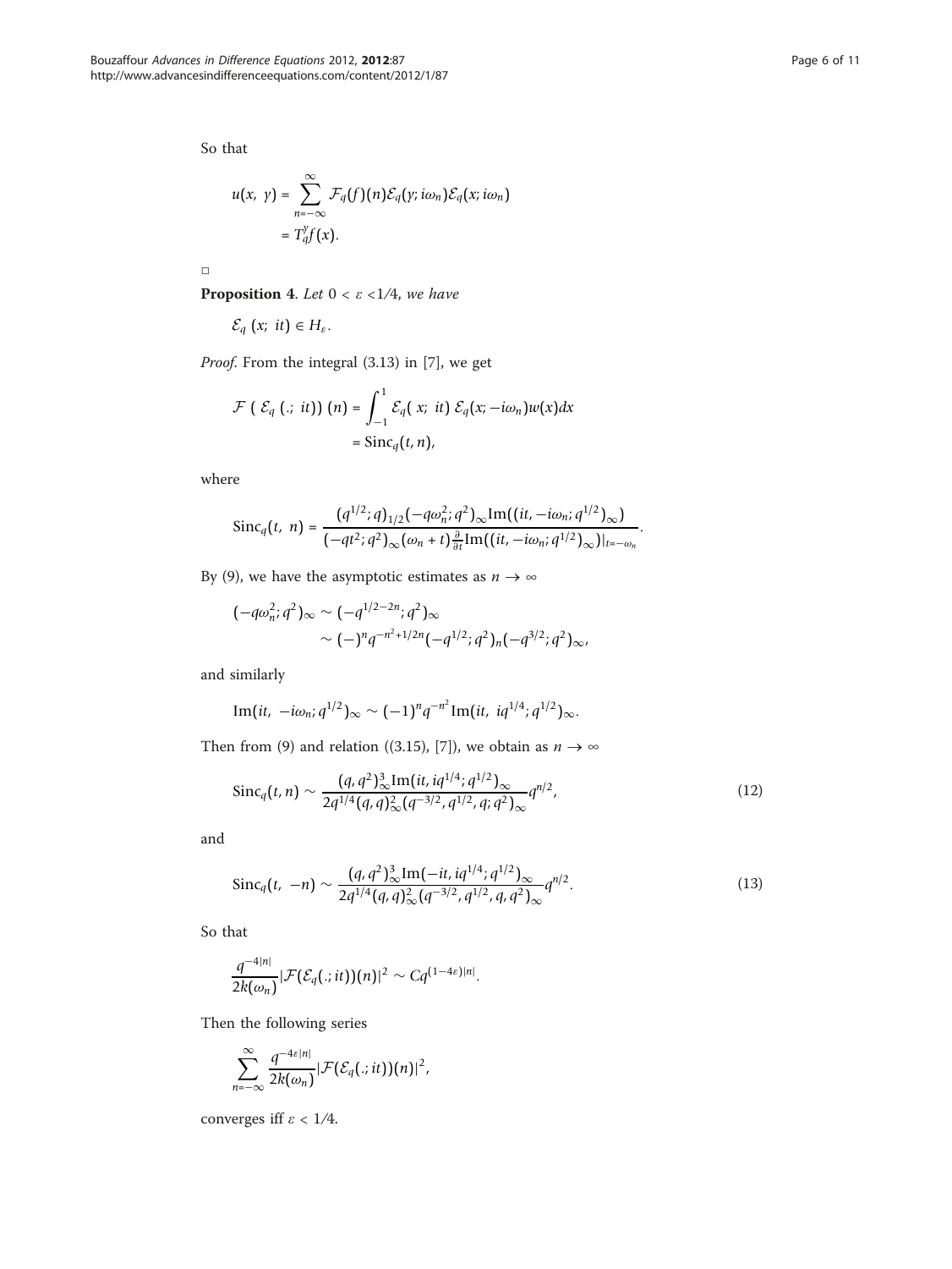So that

$$
\begin{aligned}
u(x,\ y) &= \sum_{n=-\infty}^{\infty} \mathcal{F}_q(f)(n)\mathcal{E}_q(y; i\omega_n)\mathcal{E}_q(x; i\omega_n) \\
&= T_q^y f(x).
\end{aligned}
$$

□

**Proposition 4**. *Let* $0 < \varepsilon < 1/4$, *we have*

$$\mathcal{E}_q\ (x;\ it) \in H_\varepsilon.$$

*Proof*. From the integral (3.13) in [7], we get

$$
\begin{aligned}
\mathcal{F}\ (\ \mathcal{E}_q\ (.;\ it))\ (n) &= \int_{-1}^{1} \mathcal{E}_q(\ x;\ it)\ \mathcal{E}_q(x; -i\omega_n)w(x)dx \\
&= \mathrm{Sinc}_q(t, n),
\end{aligned}
$$

where

$$
\mathrm{Sinc}_q(t,\ n) = \frac{(q^{1/2}; q)_{1/2}(-q\omega_n^2; q^2)_\infty \mathrm{Im}((it, -i\omega_n; q^{1/2})_\infty)}{(-qt^2; q^2)_\infty(\omega_n + t)\frac{\partial}{\partial t}\mathrm{Im}((it, -i\omega_n; q^{1/2})_\infty)|_{t=-\omega_n}}.
$$

By (9), we have the asymptotic estimates as $n \to \infty$

$$
\begin{aligned}
(-q\omega_n^2; q^2)_\infty &\sim (-q^{1/2-2n}; q^2)_\infty \\
&\sim (-)^n q^{-n^2+1/2n}(-q^{1/2}; q^2)_n(-q^{3/2}; q^2)_\infty,
\end{aligned}
$$

and similarly

$$
\mathrm{Im}(it,\ -i\omega_n; q^{1/2})_\infty \sim (-1)^n q^{-n^2}\mathrm{Im}(it,\ iq^{1/4}; q^{1/2})_\infty.
$$

Then from (9) and relation ((3.15), [7]), we obtain as $n \to \infty$

$$
\mathrm{Sinc}_q(t, n) \sim \frac{(q, q^2)_\infty^3 \mathrm{Im}(it, iq^{1/4}; q^{1/2})_\infty}{2q^{1/4}(q, q)_\infty^2(q^{-3/2}, q^{1/2}, q; q^2)_\infty} q^{n/2}, \tag{12}
$$

and

$$
\mathrm{Sinc}_q(t,\ -n) \sim \frac{(q, q^2)_\infty^3 \mathrm{Im}(-it, iq^{1/4}; q^{1/2})_\infty}{2q^{1/4}(q, q)_\infty^2(q^{-3/2}, q^{1/2}, q, q^2)_\infty} q^{n/2}. \tag{13}
$$

So that

$$
\frac{q^{-4|n|}}{2k(\omega_n)}|\mathcal{F}(\mathcal{E}_q(.; it))(n)|^2 \sim Cq^{(1-4\varepsilon)|n|}.
$$

Then the following series

$$
\sum_{n=-\infty}^{\infty} \frac{q^{-4\varepsilon|n|}}{2k(\omega_n)}|\mathcal{F}(\mathcal{E}_q(.; it))(n)|^2,
$$

converges iff $\varepsilon < 1/4$.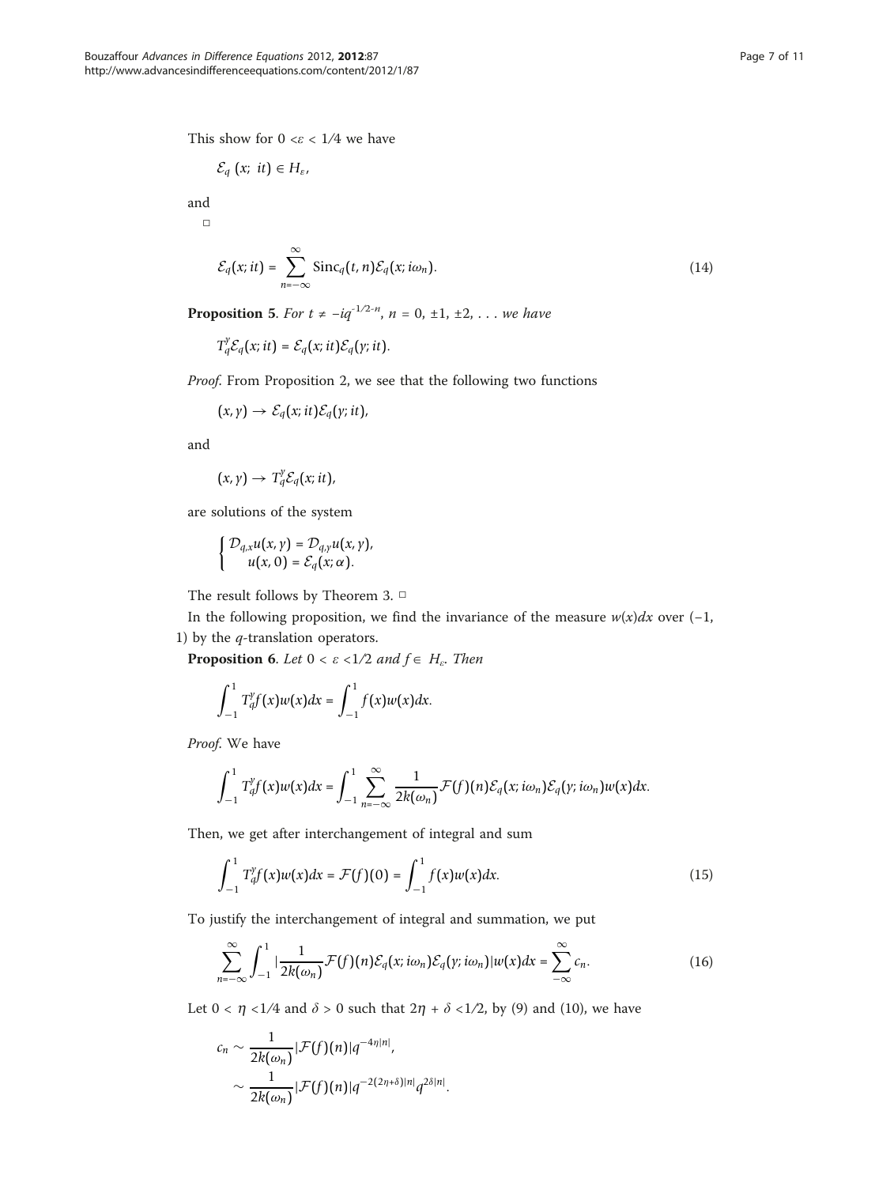This show for $0 < \varepsilon < 1/4$ we have

$$\mathcal{E}_q\,(x;\;it) \in H_\varepsilon,$$

and

□

$$\mathcal{E}_q(x; it) = \sum_{n=-\infty}^{\infty} \mathrm{Sinc}_q(t, n)\mathcal{E}_q(x; i\omega_n). \tag{14}$$

**Proposition 5**. *For $t \neq -iq^{-1/2-n}$, $n = 0, \pm 1, \pm 2, \ldots$ we have*

$$T_q^y \mathcal{E}_q(x; it) = \mathcal{E}_q(x; it)\mathcal{E}_q(y; it).$$

*Proof*. From Proposition 2, we see that the following two functions

$$(x, y) \to \mathcal{E}_q(x; it)\mathcal{E}_q(y; it),$$

and

$$(x, y) \to T_q^y \mathcal{E}_q(x; it),$$

are solutions of the system

$$\begin{cases} \mathcal{D}_{q,x}u(x, y) = \mathcal{D}_{q,y}u(x, y), \\ \quad u(x, 0) = \mathcal{E}_q(x; \alpha). \end{cases}$$

The result follows by Theorem 3. □

In the following proposition, we find the invariance of the measure $w(x)dx$ over $(-1, 1)$ by the $q$-translation operators.

**Proposition 6**. *Let $0 < \varepsilon < 1/2$ and $f \in H_\varepsilon$. Then*

$$\int_{-1}^{1} T_q^y f(x)w(x)dx = \int_{-1}^{1} f(x)w(x)dx.$$

*Proof*. We have

$$\int_{-1}^{1} T_q^y f(x)w(x)dx = \int_{-1}^{1} \sum_{n=-\infty}^{\infty} \frac{1}{2k(\omega_n)} \mathcal{F}(f)(n)\mathcal{E}_q(x; i\omega_n)\mathcal{E}_q(y; i\omega_n)w(x)dx.$$

Then, we get after interchangement of integral and sum

$$\int_{-1}^{1} T_q^y f(x)w(x)dx = \mathcal{F}(f)(0) = \int_{-1}^{1} f(x)w(x)dx. \tag{15}$$

To justify the interchangement of integral and summation, we put

$$\sum_{n=-\infty}^{\infty} \int_{-1}^{1} \left|\frac{1}{2k(\omega_n)} \mathcal{F}(f)(n)\mathcal{E}_q(x; i\omega_n)\mathcal{E}_q(y; i\omega_n)\right| w(x)dx = \sum_{-\infty}^{\infty} c_n. \tag{16}$$

Let $0 < \eta < 1/4$ and $\delta > 0$ such that $2\eta + \delta < 1/2$, by (9) and (10), we have

$$\begin{aligned} c_n &\sim \frac{1}{2k(\omega_n)} |\mathcal{F}(f)(n)| q^{-4\eta|n|}, \\ &\sim \frac{1}{2k(\omega_n)} |\mathcal{F}(f)(n)| q^{-2(2\eta+\delta)|n|} q^{2\delta|n|}. \end{aligned}$$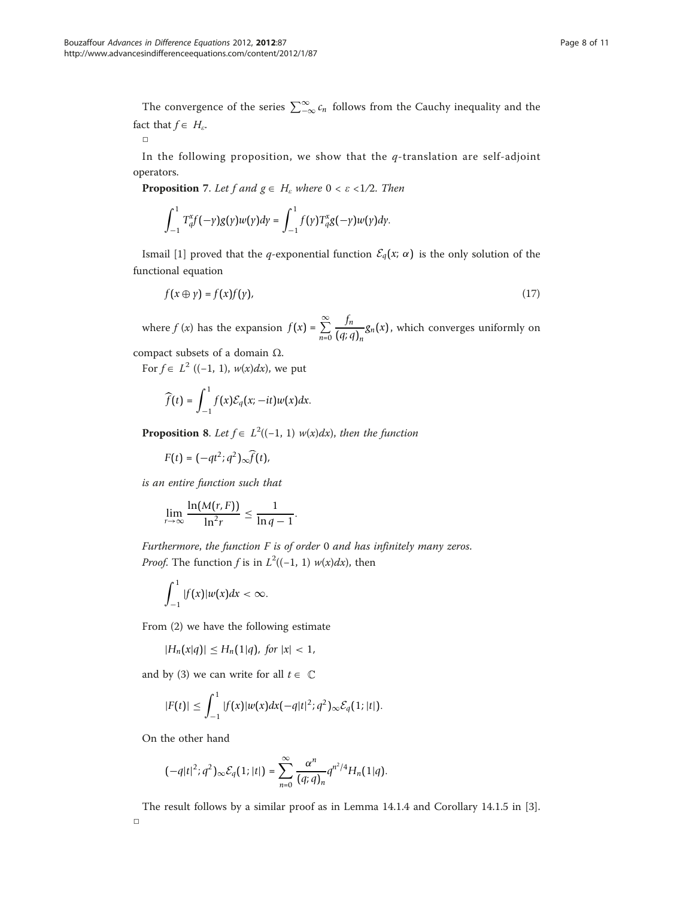The convergence of the series $\sum_{-\infty}^{\infty} c_n$ follows from the Cauchy inequality and the fact that $f \in H_\varepsilon$.

□

In the following proposition, we show that the $q$-translation are self-adjoint operators.

**Proposition 7**. *Let f and g* $\in H_\varepsilon$ *where* $0 < \varepsilon < 1/2$. *Then*

$$\int_{-1}^{1} T_q^x f(-y) g(y) w(y) dy = \int_{-1}^{1} f(y) T_q^x g(-y) w(y) dy.$$

Ismail [1] proved that the $q$-exponential function $\mathcal{E}_q(x; \alpha)$ is the only solution of the functional equation

$$f(x \oplus y) = f(x) f(y), \tag{17}$$

where $f(x)$ has the expansion $f(x) = \sum_{n=0}^{\infty} \frac{f_n}{(q;q)_n} g_n(x)$, which converges uniformly on compact subsets of a domain $\Omega$.

For $f \in L^2((-1, 1), w(x)dx)$, we put

$$\widehat{f}(t) = \int_{-1}^{1} f(x) \mathcal{E}_q(x; -it) w(x) dx.$$

**Proposition 8**. *Let* $f \in L^2((-1, 1)\ w(x)dx)$, *then the function*

$$F(t) = (-qt^2; q^2)_\infty \widehat{f}(t),$$

*is an entire function such that*

$$\lim_{r \to \infty} \frac{\ln(M(r, F))}{\ln^2 r} \leq \frac{1}{\ln q - 1}.$$

*Furthermore, the function F is of order* 0 *and has infinitely many zeros.*

*Proof*. The function $f$ is in $L^2((-1, 1)\ w(x)dx)$, then

$$\int_{-1}^{1} |f(x)| w(x) dx < \infty.$$

From (2) we have the following estimate

$$|H_n(x|q)| \leq H_n(1|q), \text{ for } |x| < 1,$$

and by (3) we can write for all $t \in \mathbb{C}$

$$|F(t)| \leq \int_{-1}^{1} |f(x)| w(x) dx (-q|t|^2; q^2)_\infty \mathcal{E}_q(1; |t|).$$

On the other hand

$$(-q|t|^2; q^2)_\infty \mathcal{E}_q(1; |t|) = \sum_{n=0}^{\infty} \frac{\alpha^n}{(q;q)_n} q^{n^2/4} H_n(1|q).$$

The result follows by a similar proof as in Lemma 14.1.4 and Corollary 14.1.5 in [3].

□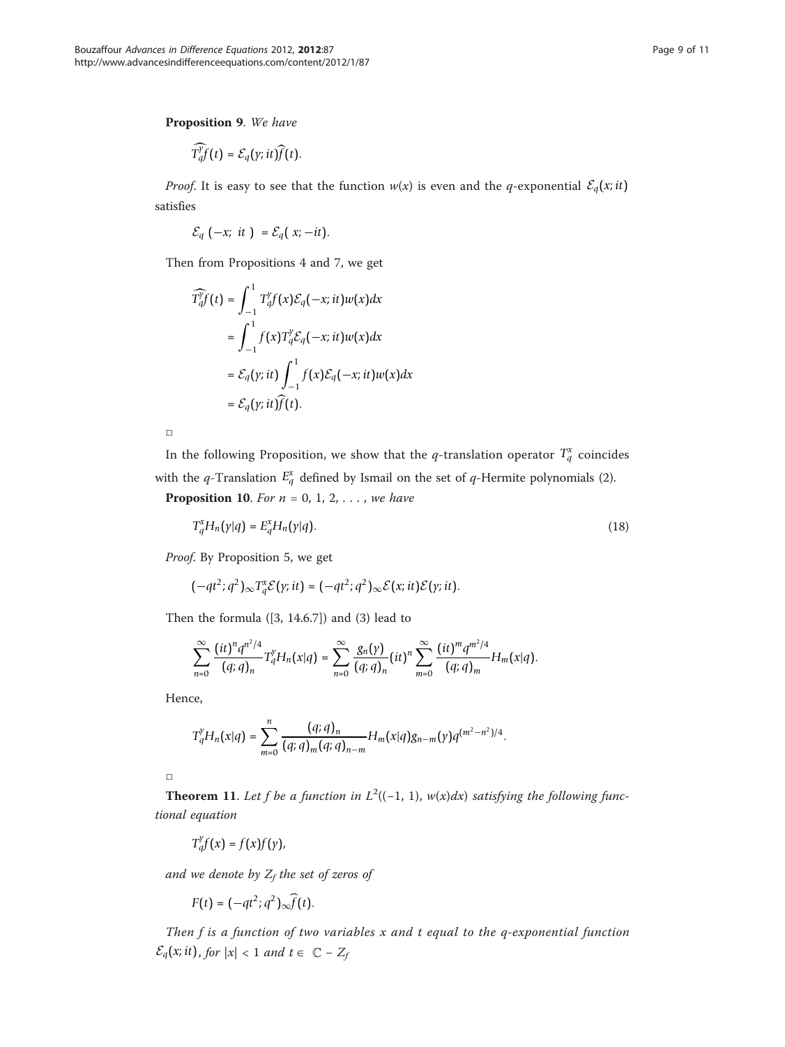**Proposition 9**. *We have*

$$\widehat{T_q^y f}(t) = \mathcal{E}_q(y; it)\widehat{f}(t).$$

*Proof*. It is easy to see that the function $w(x)$ is even and the $q$-exponential $\mathcal{E}_q(x; it)$ satisfies

$$\mathcal{E}_q(-x; it) = \mathcal{E}_q(x; -it).$$

Then from Propositions 4 and 7, we get

$$\begin{aligned}
\widehat{T_q^y f}(t) &= \int_{-1}^{1} T_q^y f(x)\mathcal{E}_q(-x; it)w(x)dx \\
&= \int_{-1}^{1} f(x) T_q^y \mathcal{E}_q(-x; it)w(x)dx \\
&= \mathcal{E}_q(y; it)\int_{-1}^{1} f(x)\mathcal{E}_q(-x; it)w(x)dx \\
&= \mathcal{E}_q(y; it)\widehat{f}(t).
\end{aligned}$$

□

In the following Proposition, we show that the $q$-translation operator $T_q^x$ coincides with the $q$-Translation $E_q^x$ defined by Ismail on the set of $q$-Hermite polynomials (2).

**Proposition 10**. *For* $n = 0, 1, 2, \ldots$, *we have*

$$T_q^x H_n(y|q) = E_q^x H_n(y|q). \tag{18}$$

*Proof*. By Proposition 5, we get

$$(-qt^2; q^2)_\infty T_q^x \mathcal{E}(y; it) = (-qt^2; q^2)_\infty \mathcal{E}(x; it)\mathcal{E}(y; it).$$

Then the formula ([3, 14.6.7]) and (3) lead to

$$\sum_{n=0}^{\infty} \frac{(it)^n q^{n^2/4}}{(q; q)_n} T_q^y H_n(x|q) = \sum_{n=0}^{\infty} \frac{g_n(y)}{(q; q)_n}(it)^n \sum_{m=0}^{\infty} \frac{(it)^m q^{m^2/4}}{(q; q)_m} H_m(x|q).$$

Hence,

$$T_q^y H_n(x|q) = \sum_{m=0}^{n} \frac{(q; q)_n}{(q; q)_m (q; q)_{n-m}} H_m(x|q) g_{n-m}(y) q^{(m^2-n^2)/4}.$$

□

**Theorem 11**. *Let f be a function in* $L^2((-1, 1), w(x)dx)$ *satisfying the following functional equation*

$$T_q^y f(x) = f(x)f(y),$$

*and we denote by* $Z_f$ *the set of zeros of*

$$F(t) = (-qt^2; q^2)_\infty \widehat{f}(t).$$

*Then f is a function of two variables x and t equal to the q-exponential function* $\mathcal{E}_q(x; it)$, *for* $|x| < 1$ *and* $t \in \mathbb{C} - Z_f$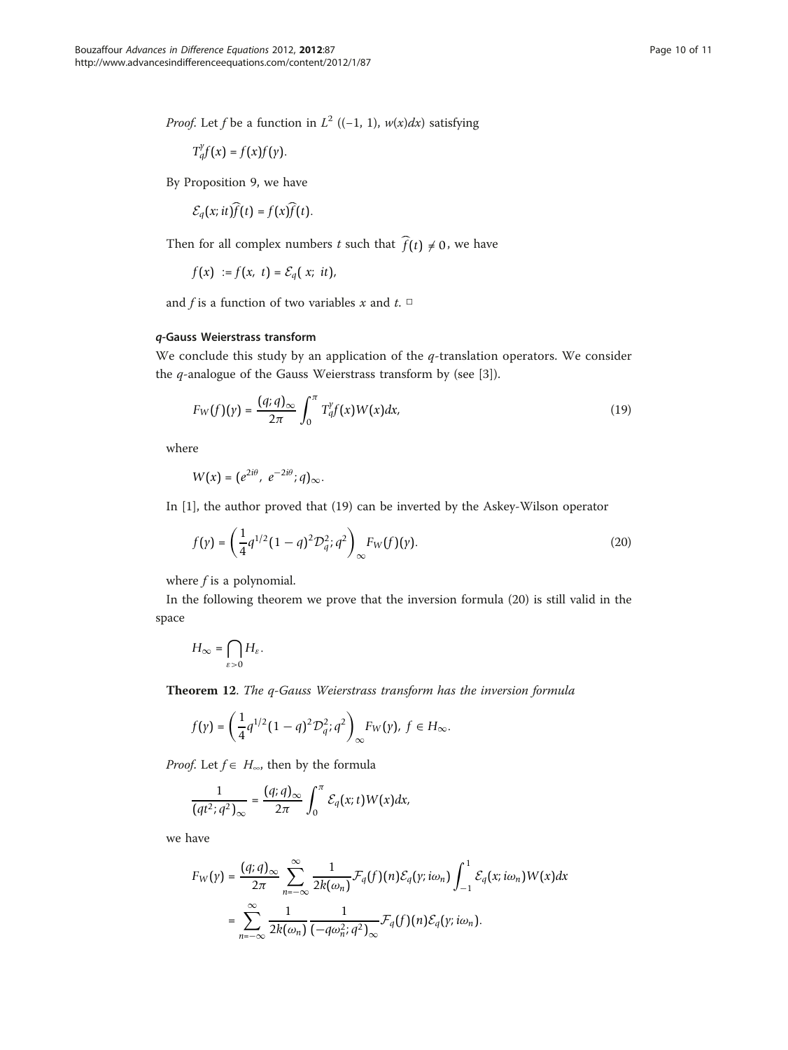*Proof.* Let $f$ be a function in $L^2((-1, 1), w(x)dx)$ satisfying

$$T_q^y f(x) = f(x)f(y).$$

By Proposition 9, we have

$$\mathcal{E}_q(x; it)\widehat{f}(t) = f(x)\widehat{f}(t).$$

Then for all complex numbers $t$ such that $\widehat{f}(t) \neq 0$, we have

$$f(x) := f(x, t) = \mathcal{E}_q(x; it),$$

and $f$ is a function of two variables $x$ and $t$. □

### *q*-Gauss Weierstrass transform

We conclude this study by an application of the $q$-translation operators. We consider the $q$-analogue of the Gauss Weierstrass transform by (see [3]).

$$F_W(f)(y) = \frac{(q;q)_\infty}{2\pi} \int_0^\pi T_q^y f(x) W(x) dx, \tag{19}$$

where

$$W(x) = (e^{2i\theta}, e^{-2i\theta}; q)_\infty.$$

In [1], the author proved that (19) can be inverted by the Askey-Wilson operator

$$f(y) = \left(\frac{1}{4} q^{1/2}(1-q)^2 \mathcal{D}_q^2; q^2\right)_\infty F_W(f)(y). \tag{20}$$

where $f$ is a polynomial.

In the following theorem we prove that the inversion formula (20) is still valid in the space

$$H_\infty = \bigcap_{\varepsilon > 0} H_\varepsilon.$$

**Theorem 12**. *The q-Gauss Weierstrass transform has the inversion formula*

$$f(y) = \left(\frac{1}{4} q^{1/2}(1-q)^2 \mathcal{D}_q^2; q^2\right)_\infty F_W(y),\ f \in H_\infty.$$

*Proof.* Let $f \in H_\infty$, then by the formula

$$\frac{1}{(qt^2; q^2)_\infty} = \frac{(q;q)_\infty}{2\pi} \int_0^\pi \mathcal{E}_q(x; t) W(x) dx,$$

we have

$$\begin{aligned}
F_W(y) &= \frac{(q;q)_\infty}{2\pi} \sum_{n=-\infty}^{\infty} \frac{1}{2k(\omega_n)} \mathcal{F}_q(f)(n) \mathcal{E}_q(y; i\omega_n) \int_{-1}^{1} \mathcal{E}_q(x; i\omega_n) W(x) dx \\
&= \sum_{n=-\infty}^{\infty} \frac{1}{2k(\omega_n)} \frac{1}{(-q\omega_n^2; q^2)_\infty} \mathcal{F}_q(f)(n) \mathcal{E}_q(y; i\omega_n).
\end{aligned}$$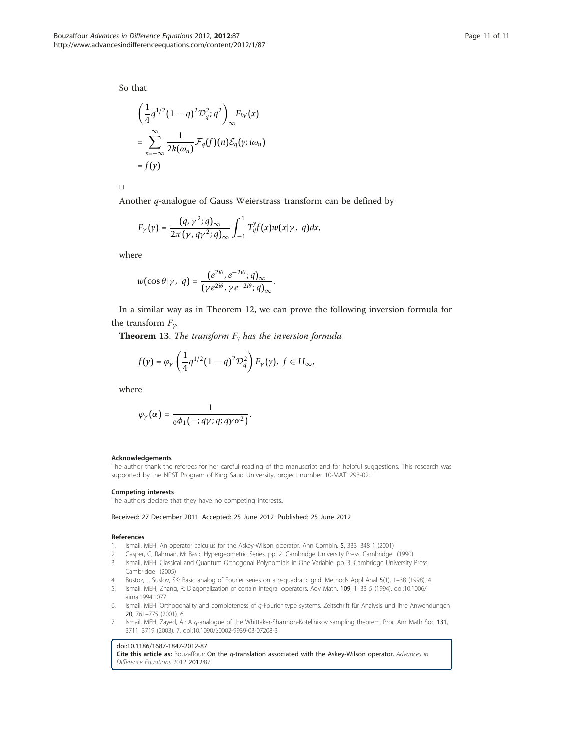So that

$$\left(\frac{1}{4}q^{1/2}(1-q)^2\mathcal{D}_q^2;q^2\right)_\infty F_W(x)$$
$$=\sum_{n=-\infty}^{\infty}\frac{1}{2k(\omega_n)}\mathcal{F}_q(f)(n)\mathcal{E}_q(y;i\omega_n)$$
$$=f(y)$$

□

Another $q$-analogue of Gauss Weierstrass transform can be defined by

$$F_\gamma(y)=\frac{(q,\gamma^2;q)_\infty}{2\pi(\gamma,q\gamma^2;q)_\infty}\int_{-1}^{1}T_q^y f(x)w(x|\gamma,\ q)dx,$$

where

$$w(\cos\theta|\gamma,\ q)=\frac{(e^{2i\theta},e^{-2i\theta};q)_\infty}{(\gamma e^{2i\theta},\gamma e^{-2i\theta};q)_\infty}.$$

In a similar way as in Theorem 12, we can prove the following inversion formula for the transform $F_\gamma$.

**Theorem 13**. *The transform* $F_\gamma$ *has the inversion formula*

$$f(y)=\varphi_\gamma\left(\frac{1}{4}q^{1/2}(1-q)^2\mathcal{D}_q^2\right)F_\gamma(y),\ f\in H_\infty,$$

where

$$\varphi_\gamma(\alpha)=\frac{1}{{}_0\phi_1(-;q\gamma;q;q\gamma\alpha^2)}.$$

#### Acknowledgements

The author thank the referees for her careful reading of the manuscript and for helpful suggestions. This research was supported by the NPST Program of King Saud University, project number 10-MAT1293-02.

#### Competing interests

The authors declare that they have no competing interests.

Received: 27 December 2011 Accepted: 25 June 2012 Published: 25 June 2012

#### References

1. Ismail, MEH: An operator calculus for the Askey-Wilson operator. Ann Combin. **5**, 333–348 1 (2001)
2. Gasper, G, Rahman, M: Basic Hypergeometric Series. pp. 2. Cambridge University Press, Cambridge (1990)
3. Ismail, MEH: Classical and Quantum Orthogonal Polynomials in One Variable. pp. 3. Cambridge University Press, Cambridge (2005)
4. Bustoz, J, Suslov, SK: Basic analog of Fourier series on a $q$-quadratic grid. Methods Appl Anal **5**(1), 1–38 (1998). 4
5. Ismail, MEH, Zhang, R: Diagonalization of certain integral operators. Adv Math. **109**, 1–33 5 (1994). doi:10.1006/aima.1994.1077
6. Ismail, MEH: Orthogonality and completeness of $q$-Fourier type systems. Zeitschrift für Analysis und Ihre Anwendungen **20**, 761–775 (2001). 6
7. Ismail, MEH, Zayed, AI: A $q$-analogue of the Whittaker-Shannon-Kotel'nikov sampling theorem. Proc Am Math Soc **131**, 3711–3719 (2003). 7. doi:10.1090/S0002-9939-03-07208-3

doi:10.1186/1687-1847-2012-87

**Cite this article as:** Bouzaffour: On the $q$-translation associated with the Askey-Wilson operator. *Advances in Difference Equations* 2012 **2012**:87.